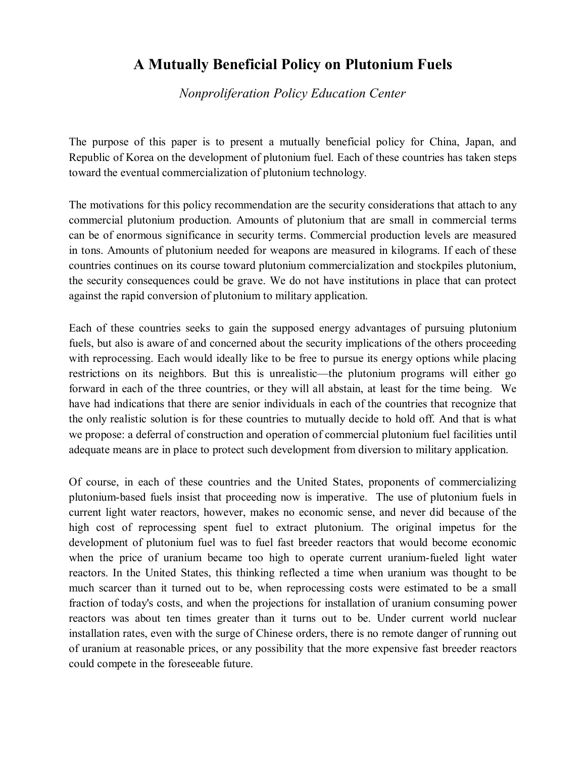# A Mutually Beneficial Policy on Plutonium Fuels

*Nonproliferation Policy Education Center*

The purpose of this paper is to present a mutually beneficial policy for China, Japan, and Republic of Korea on the development of plutonium fuel. Each of these countries has taken steps toward the eventual commercialization of plutonium technology.

The motivations for this policy recommendation are the security considerations that attach to any commercial plutonium production. Amounts of plutonium that are small in commercial terms can be of enormous significance in security terms. Commercial production levels are measured in tons. Amounts of plutonium needed for weapons are measured in kilograms. If each of these countries continues on its course toward plutonium commercialization and stockpiles plutonium, the security consequences could be grave. We do not have institutions in place that can protect against the rapid conversion of plutonium to military application.

Each of these countries seeks to gain the supposed energy advantages of pursuing plutonium fuels, but also is aware of and concerned about the security implications of the others proceeding with reprocessing. Each would ideally like to be free to pursue its energy options while placing restrictions on its neighbors. But this is unrealistic—the plutonium programs will either go forward in each of the three countries, or they will all abstain, at least for the time being. We have had indications that there are senior individuals in each of the countries that recognize that the only realistic solution is for these countries to mutually decide to hold off. And that is what we propose: a deferral of construction and operation of commercial plutonium fuel facilities until adequate means are in place to protect such development from diversion to military application.

Of course, in each of these countries and the United States, proponents of commercializing plutonium-based fuels insist that proceeding now is imperative. The use of plutonium fuels in current light water reactors, however, makes no economic sense, and never did because of the high cost of reprocessing spent fuel to extract plutonium. The original impetus for the development of plutonium fuel was to fuel fast breeder reactors that would become economic when the price of uranium became too high to operate current uranium-fueled light water reactors. In the United States, this thinking reflected a time when uranium was thought to be much scarcer than it turned out to be, when reprocessing costs were estimated to be a small fraction of today's costs, and when the projections for installation of uranium consuming power reactors was about ten times greater than it turns out to be. Under current world nuclear installation rates, even with the surge of Chinese orders, there is no remote danger of running out of uranium at reasonable prices, or any possibility that the more expensive fast breeder reactors could compete in the foreseeable future.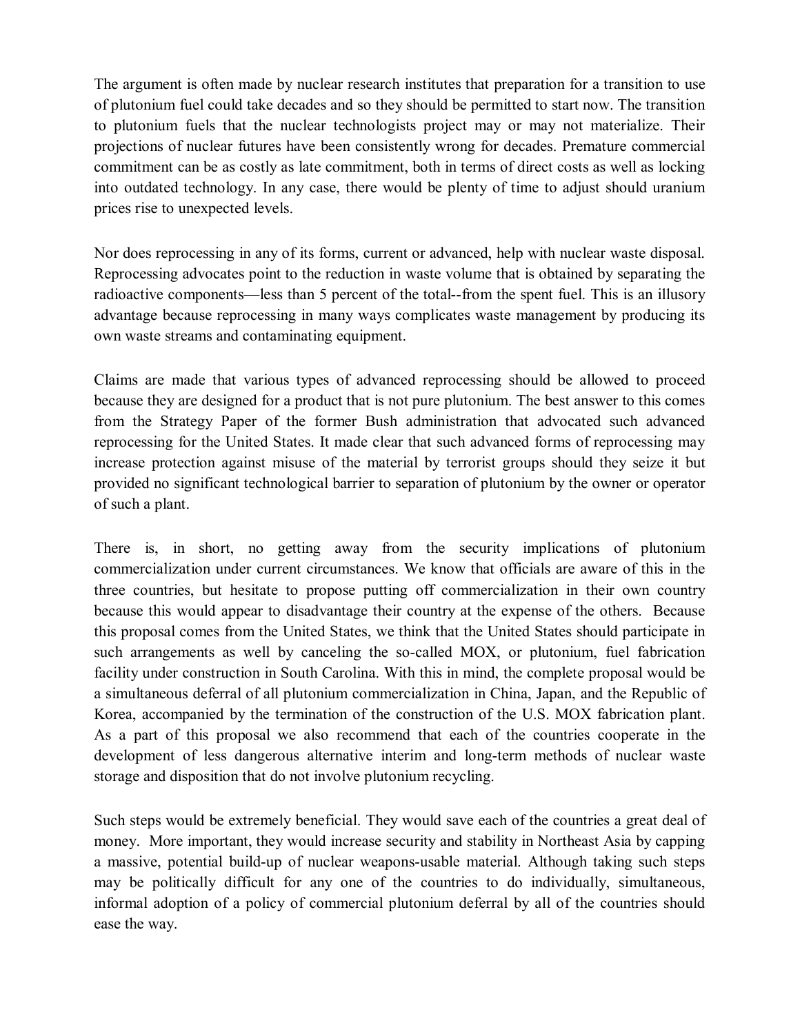The argument is often made by nuclear research institutes that preparation for a transition to use of plutonium fuel could take decades and so they should be permitted to start now. The transition to plutonium fuels that the nuclear technologists project may or may not materialize. Their projections of nuclear futures have been consistently wrong for decades. Premature commercial commitment can be as costly as late commitment, both in terms of direct costs as well as locking into outdated technology. In any case, there would be plenty of time to adjust should uranium prices rise to unexpected levels.

Nor does reprocessing in any of its forms, current or advanced, help with nuclear waste disposal. Reprocessing advocates point to the reduction in waste volume that is obtained by separating the radioactive components—less than 5 percent of the total--from the spent fuel. This is an illusory advantage because reprocessing in many ways complicates waste management by producing its own waste streams and contaminating equipment.

Claims are made that various types of advanced reprocessing should be allowed to proceed because they are designed for a product that is not pure plutonium. The best answer to this comes from the Strategy Paper of the former Bush administration that advocated such advanced reprocessing for the United States. It made clear that such advanced forms of reprocessing may increase protection against misuse of the material by terrorist groups should they seize it but provided no significant technological barrier to separation of plutonium by the owner or operator of such a plant.

There is, in short, no getting away from the security implications of plutonium commercialization under current circumstances. We know that officials are aware of this in the three countries, but hesitate to propose putting off commercialization in their own country because this would appear to disadvantage their country at the expense of the others. Because this proposal comes from the United States, we think that the United States should participate in such arrangements as well by canceling the so-called MOX, or plutonium, fuel fabrication facility under construction in South Carolina. With this in mind, the complete proposal would be a simultaneous deferral of all plutonium commercialization in China, Japan, and the Republic of Korea, accompanied by the termination of the construction of the U.S. MOX fabrication plant. As a part of this proposal we also recommend that each of the countries cooperate in the development of less dangerous alternative interim and long-term methods of nuclear waste storage and disposition that do not involve plutonium recycling.

Such steps would be extremely beneficial. They would save each of the countries a great deal of money. More important, they would increase security and stability in Northeast Asia by capping a massive, potential build-up of nuclear weapons-usable material. Although taking such steps may be politically difficult for any one of the countries to do individually, simultaneous, informal adoption of a policy of commercial plutonium deferral by all of the countries should ease the way.